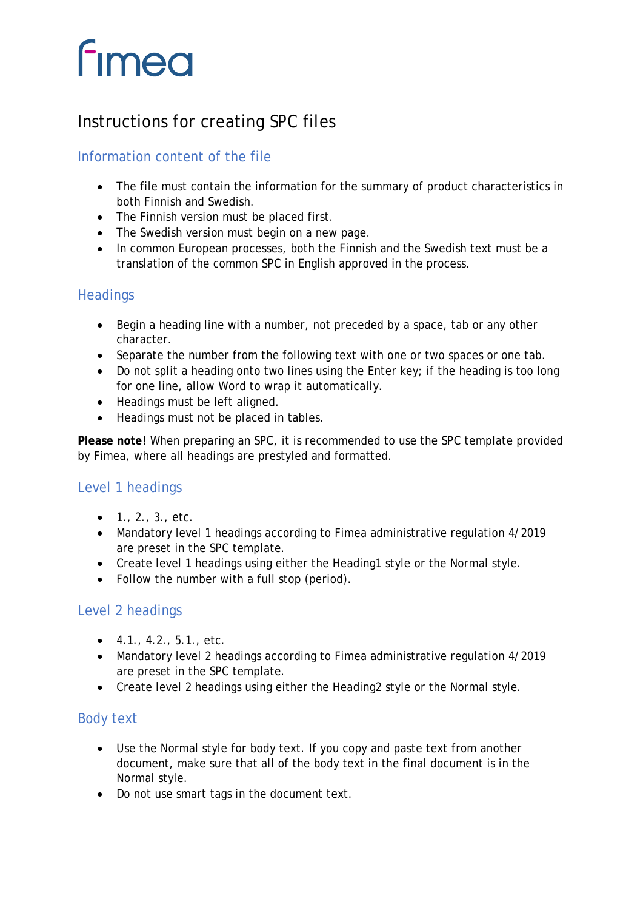# Instructions for creating SPC files

## Information content of the file

- The file must contain the information for the summary of product characteristics in both Finnish and Swedish.
- The Finnish version must be placed first.
- The Swedish version must begin on a new page.
- In common European processes, both the Finnish and the Swedish text must be a translation of the common SPC in English approved in the process.

## Headings

- Begin a heading line with a number, not preceded by a space, tab or any other character.
- Separate the number from the following text with one or two spaces or one tab.
- Do not split a heading onto two lines using the Enter key; if the heading is too long for one line, allow Word to wrap it automatically.
- Headings must be left aligned.
- Headings must not be placed in tables.

**Please note!** When preparing an SPC, it is recommended to use the SPC template provided by Fimea, where all headings are prestyled and formatted.

## Level 1 headings

- 1., 2., 3., etc.
- Mandatory level 1 headings according to Fimea administrative regulation 4/2019 are preset in the SPC template.
- Create level 1 headings using either the Heading1 style or the Normal style.
- Follow the number with a full stop (period).

## Level 2 headings

- 4.1., 4.2., 5.1., etc.
- Mandatory level 2 headings according to Fimea administrative regulation 4/2019 are preset in the SPC template.
- Create level 2 headings using either the Heading2 style or the Normal style.

## Body text

- Use the Normal style for body text. If you copy and paste text from another document, make sure that all of the body text in the final document is in the Normal style.
- Do not use smart tags in the document text.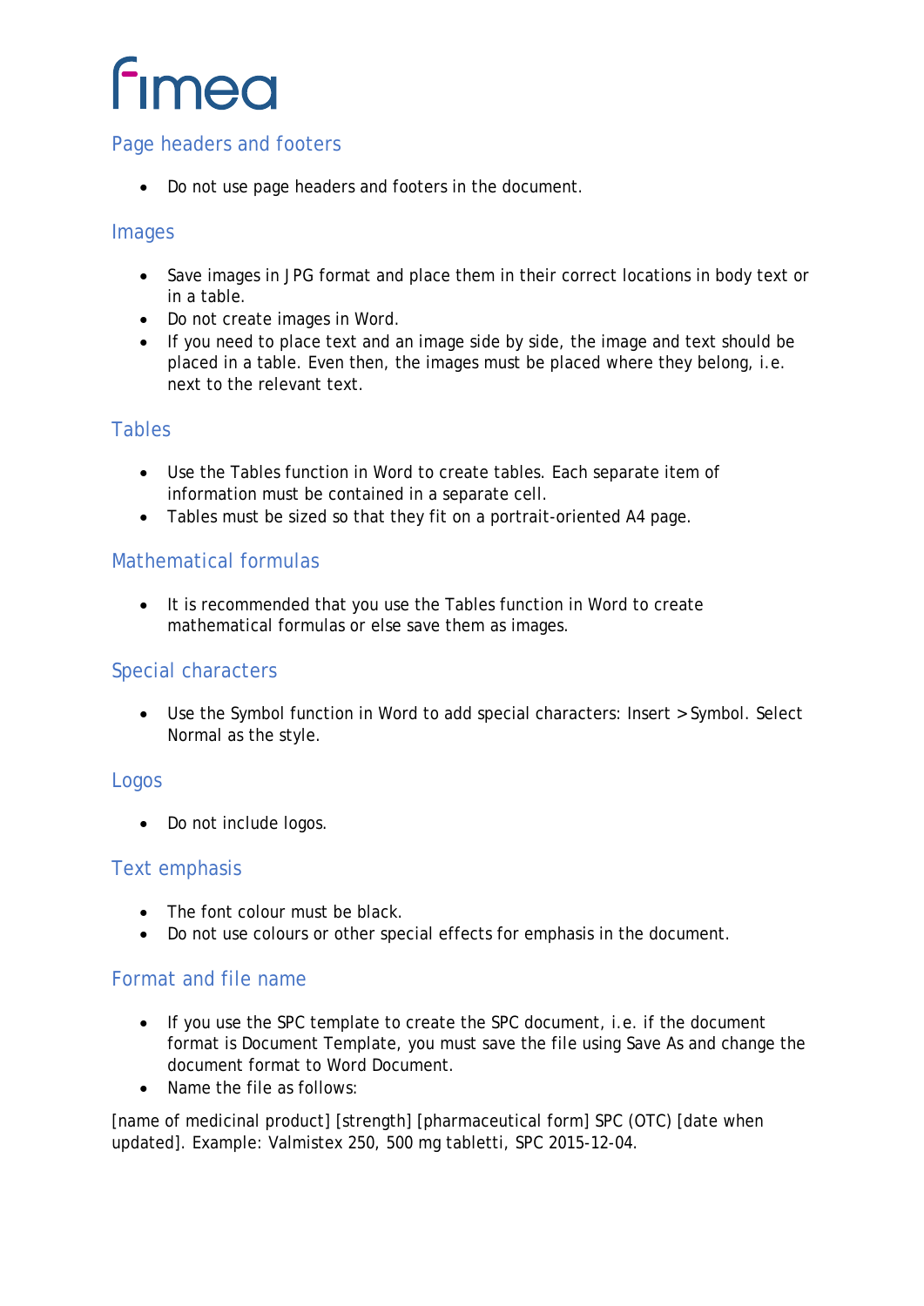## Page headers and footers

- Do not use page headers and footers in the document.

## Images

- Save images in JPG format and place them in their correct locations in body text or in a table.
- Do not create images in Word.
- If you need to place text and an image side by side, the image and text should be placed in a table. Even then, the images must be placed where they belong, i.e. next to the relevant text.

## Tables

- Use the Tables function in Word to create tables. Each separate item of information must be contained in a separate cell.
- Tables must be sized so that they fit on a portrait-oriented A4 page.

## Mathematical formulas

- It is recommended that you use the Tables function in Word to create mathematical formulas or else save them as images.

## Special characters

- Use the Symbol function in Word to add special characters: Insert > Symbol. Select Normal as the style.

## Logos

- Do not include logos.

## Text emphasis

- The font colour must be black.
- Do not use colours or other special effects for emphasis in the document.

## Format and file name

- If you use the SPC template to create the SPC document, i.e. if the document format is Document Template, you must save the file using Save As and change the document format to Word Document.
- Name the file as follows:

[name of medicinal product] [strength] [pharmaceutical form] SPC (OTC) [date when updated]. Example: Valmistex 250, 500 mg tabletti, SPC 2015-12-04.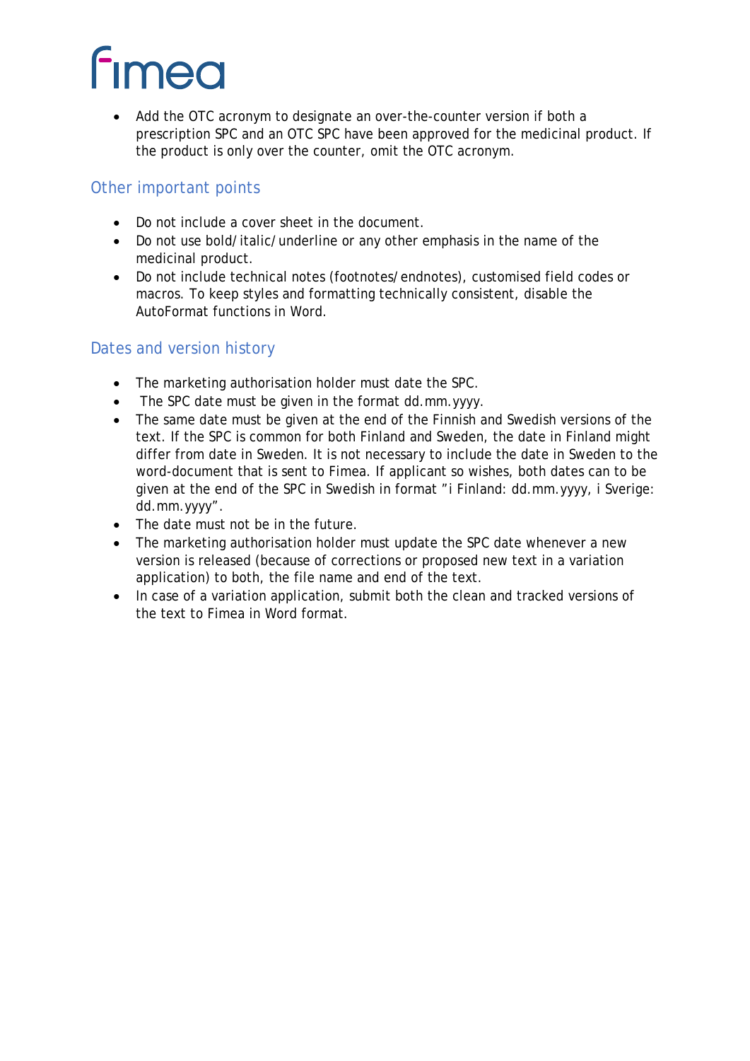- Add the OTC acronym to designate an over-the-counter version if both a prescription SPC and an OTC SPC have been approved for the medicinal product. If the product is only over the counter, omit the OTC acronym.

## Other important points

- Do not include a cover sheet in the document.
- Do not use bold/italic/underline or any other emphasis in the name of the medicinal product.
- Do not include technical notes (footnotes/endnotes), customised field codes or macros. To keep styles and formatting technically consistent, disable the AutoFormat functions in Word.

## Dates and version history

- The marketing authorisation holder must date the SPC.
- The SPC date must be given in the format dd.mm.yyyy.
- The same date must be given at the end of the Finnish and Swedish versions of the text. If the SPC is common for both Finland and Sweden, the date in Finland might differ from date in Sweden. It is not necessary to include the date in Sweden to the word-document that is sent to Fimea. If applicant so wishes, both dates can to be given at the end of the SPC in Swedish in format "i Finland: dd.mm.yyyy, i Sverige: dd.mm.yyyy".
- The date must not be in the future.
- The marketing authorisation holder must update the SPC date whenever a new version is released (because of corrections or proposed new text in a variation application) to both, the file name and end of the text.
- In case of a variation application, submit both the clean and tracked versions of the text to Fimea in Word format.